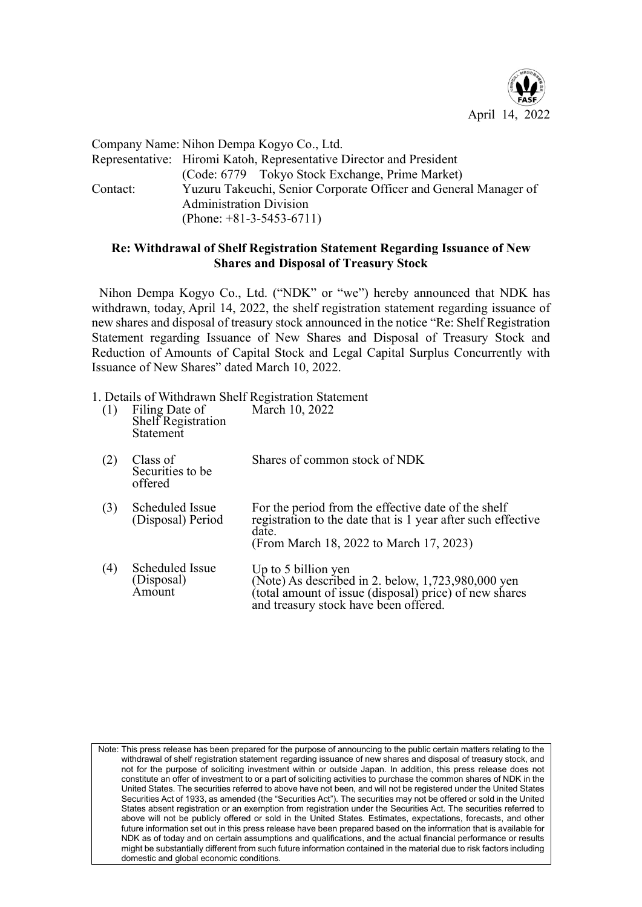April 14, 2022

Company Name: Nihon Dempa Kogyo Co., Ltd.
Representative: Hiromi Katoh, Representative Director and President
(Code: 6779 Tokyo Stock Exchange, Prime Market)
Contact: Yuzuru Takeuchi, Senior Corporate Officer and General Manager of Administration Division
(Phone: +81-3-5453-6711)

**Re: Withdrawal of Shelf Registration Statement Regarding Issuance of New Shares and Disposal of Treasury Stock**

Nihon Dempa Kogyo Co., Ltd. ("NDK" or "we") hereby announced that NDK has withdrawn, today, April 14, 2022, the shelf registration statement regarding issuance of new shares and disposal of treasury stock announced in the notice "Re: Shelf Registration Statement regarding Issuance of New Shares and Disposal of Treasury Stock and Reduction of Amounts of Capital Stock and Legal Capital Surplus Concurrently with Issuance of New Shares" dated March 10, 2022.

1. Details of Withdrawn Shelf Registration Statement

| | | |
|---|---|---|
| (1) | Filing Date of Shelf Registration Statement | March 10, 2022 |
| (2) | Class of Securities to be offered | Shares of common stock of NDK |
| (3) | Scheduled Issue (Disposal) Period | For the period from the effective date of the shelf registration to the date that is 1 year after such effective date.<br>(From March 18, 2022 to March 17, 2023) |
| (4) | Scheduled Issue (Disposal) Amount | Up to 5 billion yen<br>(Note) As described in 2. below, 1,723,980,000 yen (total amount of issue (disposal) price) of new shares and treasury stock have been offered. |

Note: This press release has been prepared for the purpose of announcing to the public certain matters relating to the withdrawal of shelf registration statement regarding issuance of new shares and disposal of treasury stock, and not for the purpose of soliciting investment within or outside Japan. In addition, this press release does not constitute an offer of investment to or a part of soliciting activities to purchase the common shares of NDK in the United States. The securities referred to above have not been, and will not be registered under the United States Securities Act of 1933, as amended (the "Securities Act"). The securities may not be offered or sold in the United States absent registration or an exemption from registration under the Securities Act. The securities referred to above will not be publicly offered or sold in the United States. Estimates, expectations, forecasts, and other future information set out in this press release have been prepared based on the information that is available for NDK as of today and on certain assumptions and qualifications, and the actual financial performance or results might be substantially different from such future information contained in the material due to risk factors including domestic and global economic conditions.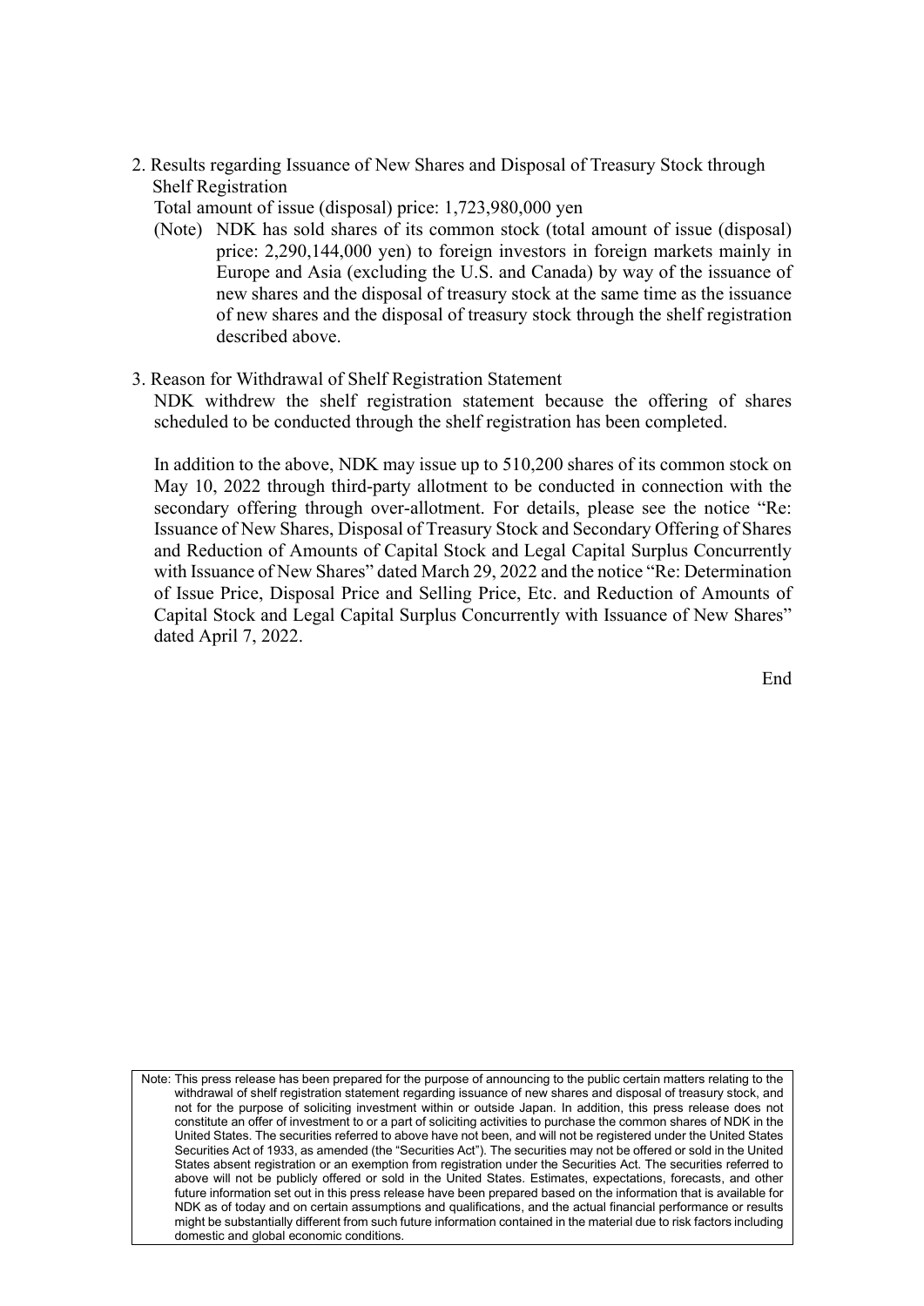2. Results regarding Issuance of New Shares and Disposal of Treasury Stock through Shelf Registration

Total amount of issue (disposal) price: 1,723,980,000 yen

(Note) NDK has sold shares of its common stock (total amount of issue (disposal) price: 2,290,144,000 yen) to foreign investors in foreign markets mainly in Europe and Asia (excluding the U.S. and Canada) by way of the issuance of new shares and the disposal of treasury stock at the same time as the issuance of new shares and the disposal of treasury stock through the shelf registration described above.

3. Reason for Withdrawal of Shelf Registration Statement

NDK withdrew the shelf registration statement because the offering of shares scheduled to be conducted through the shelf registration has been completed.

In addition to the above, NDK may issue up to 510,200 shares of its common stock on May 10, 2022 through third-party allotment to be conducted in connection with the secondary offering through over-allotment. For details, please see the notice "Re: Issuance of New Shares, Disposal of Treasury Stock and Secondary Offering of Shares and Reduction of Amounts of Capital Stock and Legal Capital Surplus Concurrently with Issuance of New Shares" dated March 29, 2022 and the notice "Re: Determination of Issue Price, Disposal Price and Selling Price, Etc. and Reduction of Amounts of Capital Stock and Legal Capital Surplus Concurrently with Issuance of New Shares" dated April 7, 2022.

End

Note: This press release has been prepared for the purpose of announcing to the public certain matters relating to the withdrawal of shelf registration statement regarding issuance of new shares and disposal of treasury stock, and not for the purpose of soliciting investment within or outside Japan. In addition, this press release does not constitute an offer of investment to or a part of soliciting activities to purchase the common shares of NDK in the United States. The securities referred to above have not been, and will not be registered under the United States Securities Act of 1933, as amended (the "Securities Act"). The securities may not be offered or sold in the United States absent registration or an exemption from registration under the Securities Act. The securities referred to above will not be publicly offered or sold in the United States. Estimates, expectations, forecasts, and other future information set out in this press release have been prepared based on the information that is available for NDK as of today and on certain assumptions and qualifications, and the actual financial performance or results might be substantially different from such future information contained in the material due to risk factors including domestic and global economic conditions.